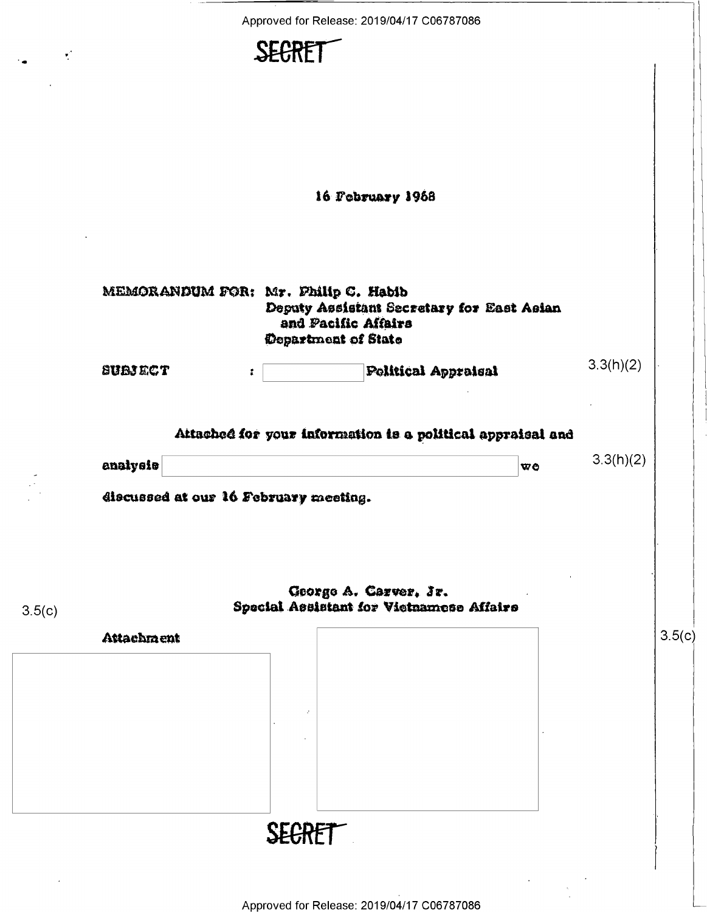SECRET

16 February 1968

MEMORANDUM FOR: Mr. Philip C. Habib
Deputy Assistant Secretary for East Asian and Pacific Affairs
Department of State

SUBJECT : [ ] Political Appraisal 3.3(h)(2)

Attached for your information is a political appraisal and analysis [ ] we discussed at our 16 February meeting. 3.3(h)(2)

George A. Carver, Jr.
Special Assistant for Vietnamese Affairs

3.5(c)

Attachment

3.5(c)

SECRET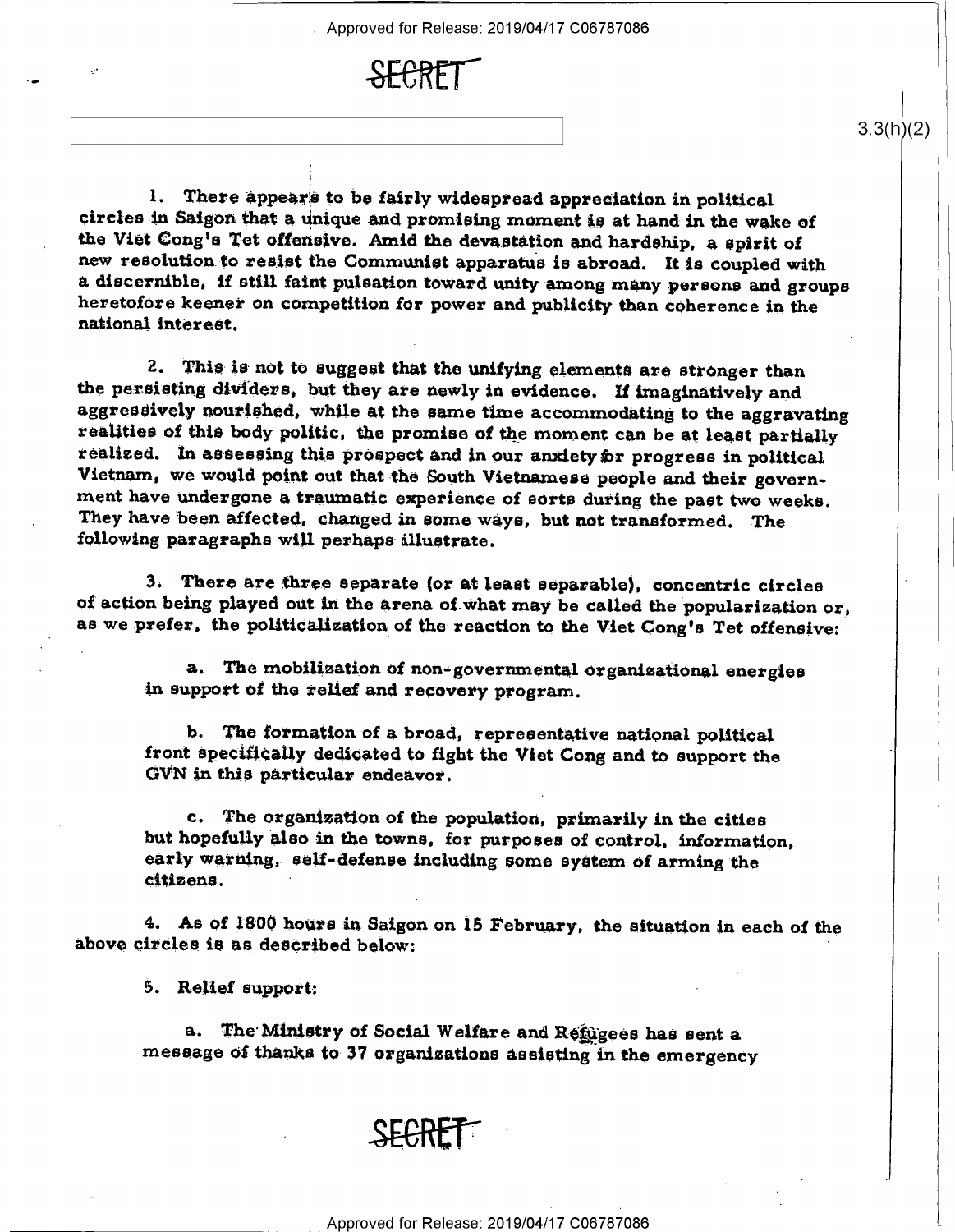SECRET

3.3(h)(2)

1. There appears to be fairly widespread appreciation in political circles in Saigon that a unique and promising moment is at hand in the wake of the Viet Cong's Tet offensive. Amid the devastation and hardship, a spirit of new resolution to resist the Communist apparatus is abroad. It is coupled with a discernible, if still faint pulsation toward unity among many persons and groups heretofore keener on competition for power and publicity than coherence in the national interest.

2. This is not to suggest that the unifying elements are stronger than the persisting dividers, but they are newly in evidence. If imaginatively and aggressively nourished, while at the same time accommodating to the aggravating realities of this body politic, the promise of the moment can be at least partially realized. In assessing this prospect and in our anxiety for progress in political Vietnam, we would point out that the South Vietnamese people and their government have undergone a traumatic experience of sorts during the past two weeks. They have been affected, changed in some ways, but not transformed. The following paragraphs will perhaps illustrate.

3. There are three separate (or at least separable), concentric circles of action being played out in the arena of what may be called the popularization or, as we prefer, the politicalization of the reaction to the Viet Cong's Tet offensive:

a. The mobilization of non-governmental organizational energies in support of the relief and recovery program.

b. The formation of a broad, representative national political front specifically dedicated to fight the Viet Cong and to support the GVN in this particular endeavor.

c. The organization of the population, primarily in the cities but hopefully also in the towns, for purposes of control, information, early warning, self-defense including some system of arming the citizens.

4. As of 1800 hours in Saigon on 15 February, the situation in each of the above circles is as described below:

5. Relief support:

a. The Ministry of Social Welfare and Refugees has sent a message of thanks to 37 organizations assisting in the emergency

SECRET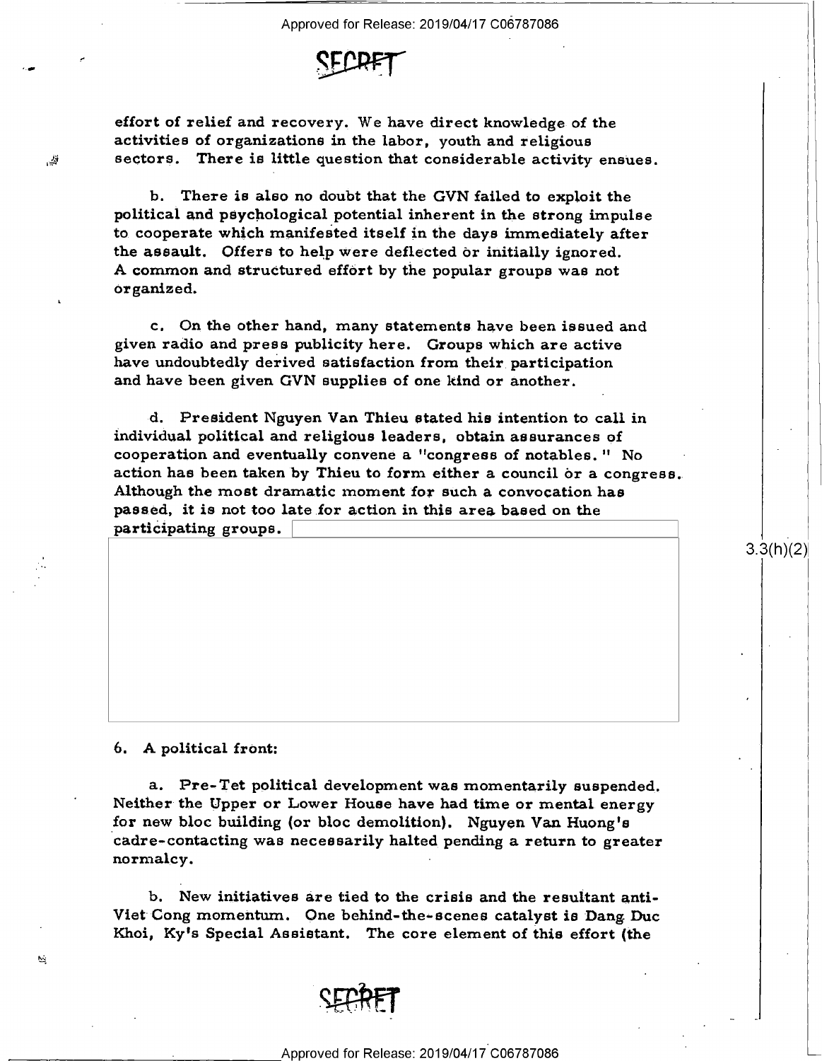effort of relief and recovery. We have direct knowledge of the activities of organizations in the labor, youth and religious sectors. There is little question that considerable activity ensues.

b. There is also no doubt that the GVN failed to exploit the political and psychological potential inherent in the strong impulse to cooperate which manifested itself in the days immediately after the assault. Offers to help were deflected or initially ignored. A common and structured effort by the popular groups was not organized.

c. On the other hand, many statements have been issued and given radio and press publicity here. Groups which are active have undoubtedly derived satisfaction from their participation and have been given GVN supplies of one kind or another.

d. President Nguyen Van Thieu stated his intention to call in individual political and religious leaders, obtain assurances of cooperation and eventually convene a "congress of notables." No action has been taken by Thieu to form either a council or a congress. Although the most dramatic moment for such a convocation has passed, it is not too late for action in this area based on the participating groups.

3.3(h)(2)

6. A political front:

a. Pre-Tet political development was momentarily suspended. Neither the Upper or Lower House have had time or mental energy for new bloc building (or bloc demolition). Nguyen Van Huong's cadre-contacting was necessarily halted pending a return to greater normalcy.

b. New initiatives are tied to the crisis and the resultant anti-Viet Cong momentum. One behind-the-scenes catalyst is Dang Duc Khoi, Ky's Special Assistant. The core element of this effort (the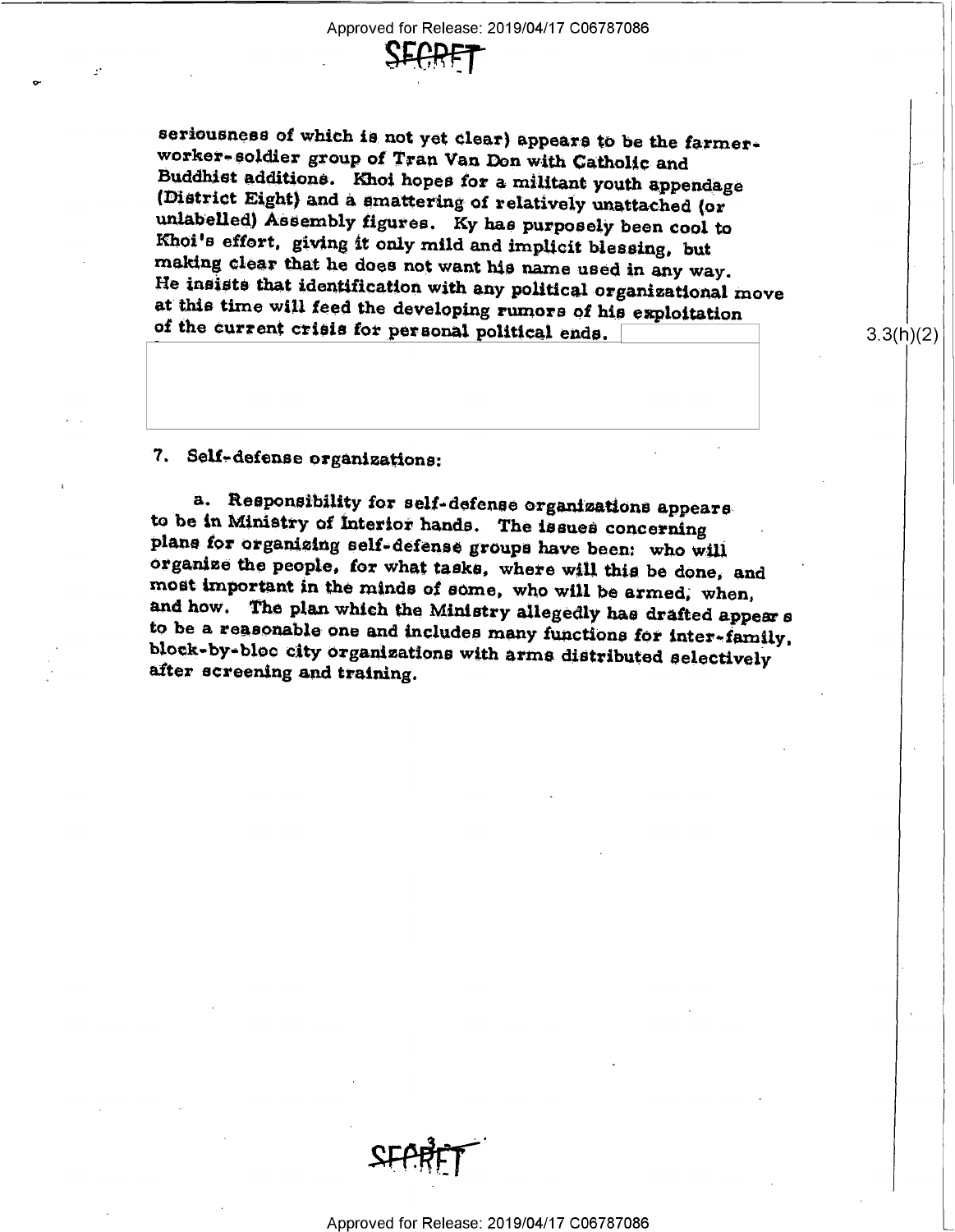seriousness of which is not yet clear) appears to be the farmer-worker-soldier group of Tran Van Don with Catholic and Buddhist additions. Khoi hopes for a militant youth appendage (District Eight) and a smattering of relatively unattached (or unlabelled) Assembly figures. Ky has purposely been cool to Khoi's effort, giving it only mild and implicit blessing, but making clear that he does not want his name used in any way. He insists that identification with any political organizational move at this time will feed the developing rumors of his exploitation of the current crisis for personal political ends.

3.3(h)(2)

7. Self-defense organizations:

a. Responsibility for self-defense organizations appears to be in Ministry of Interior hands. The issues concerning plans for organizing self-defense groups have been: who will organize the people, for what tasks, where will this be done, and most important in the minds of some, who will be armed, when, and how. The plan which the Ministry allegedly has drafted appear s to be a reasonable one and includes many functions for inter-family, block-by-bloc city organizations with arms distributed selectively after screening and training.